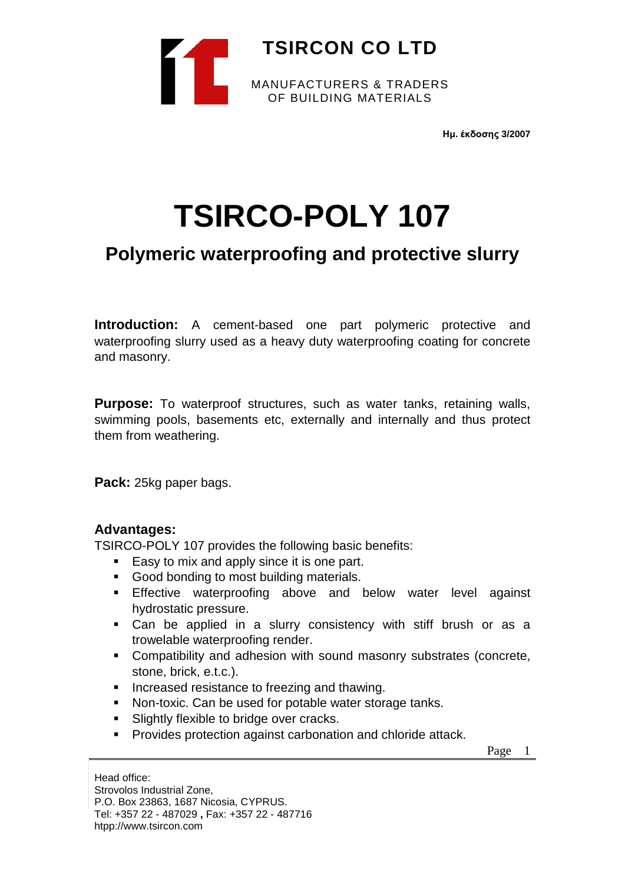**TSIRCON CO LTD**

MANUFACTURERS & TRADERS
OF BUILDING MATERIALS

**Ημ. έκδοσης 3/2007**

# TSIRCO-POLY 107

## Polymeric waterproofing and protective slurry

**Introduction:** A cement-based one part polymeric protective and waterproofing slurry used as a heavy duty waterproofing coating for concrete and masonry.

**Purpose:** To waterproof structures, such as water tanks, retaining walls, swimming pools, basements etc, externally and internally and thus protect them from weathering.

**Pack:** 25kg paper bags.

### Advantages:

TSIRCO-POLY 107 provides the following basic benefits:

- Easy to mix and apply since it is one part.
- Good bonding to most building materials.
- Effective waterproofing above and below water level against hydrostatic pressure.
- Can be applied in a slurry consistency with stiff brush or as a trowelable waterproofing render.
- Compatibility and adhesion with sound masonry substrates (concrete, stone, brick, e.t.c.).
- Increased resistance to freezing and thawing.
- Non-toxic. Can be used for potable water storage tanks.
- Slightly flexible to bridge over cracks.
- Provides protection against carbonation and chloride attack.

Head office:
Strovolos Industrial Zone,
P.O. Box 23863, 1687 Nicosia, CYPRUS.
Tel: +357 22 - 487029 **,** Fax: +357 22 - 487716
htpp://www.tsircon.com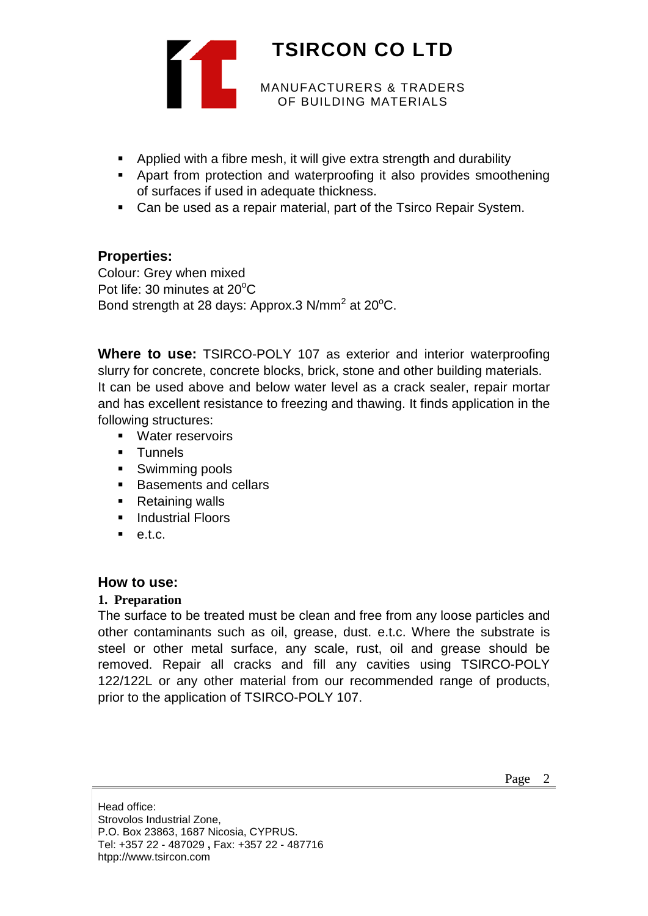- Applied with a fibre mesh, it will give extra strength and durability
- Apart from protection and waterproofing it also provides smoothening of surfaces if used in adequate thickness.
- Can be used as a repair material, part of the Tsirco Repair System.

## Properties:

Colour: Grey when mixed
Pot life: 30 minutes at $20^oC$
Bond strength at 28 days: Approx.3 $N/mm^2$ at $20^oC$.

**Where to use:** TSIRCO-POLY 107 as exterior and interior waterproofing slurry for concrete, concrete blocks, brick, stone and other building materials. It can be used above and below water level as a crack sealer, repair mortar and has excellent resistance to freezing and thawing. It finds application in the following structures:

- Water reservoirs
- Tunnels
- Swimming pools
- Basements and cellars
- Retaining walls
- Industrial Floors
- e.t.c.

## How to use:

### 1. Preparation

The surface to be treated must be clean and free from any loose particles and other contaminants such as oil, grease, dust. e.t.c. Where the substrate is steel or other metal surface, any scale, rust, oil and grease should be removed. Repair all cracks and fill any cavities using TSIRCO-POLY 122/122L or any other material from our recommended range of products, prior to the application of TSIRCO-POLY 107.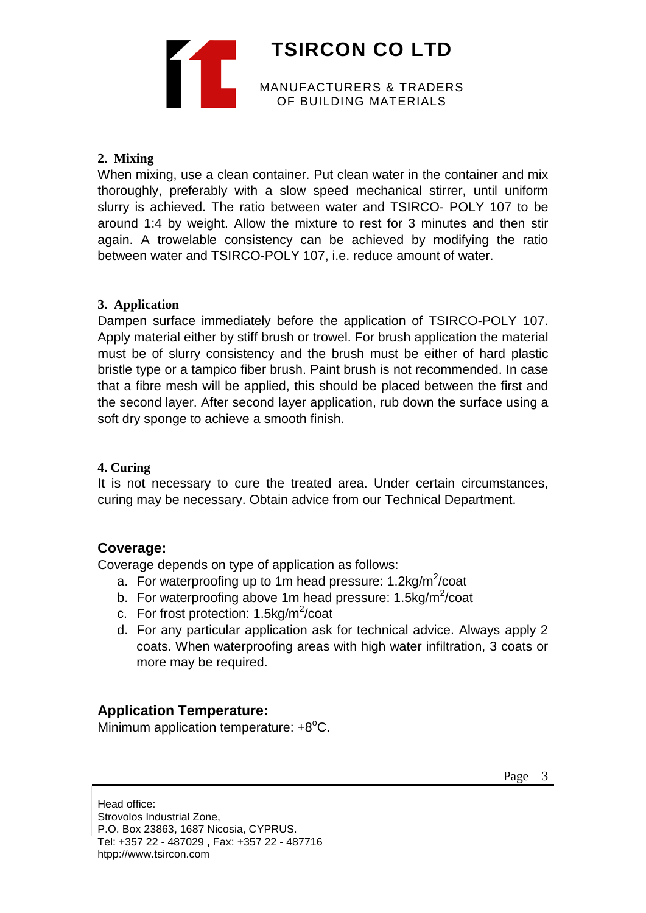### 2. Mixing

When mixing, use a clean container. Put clean water in the container and mix thoroughly, preferably with a slow speed mechanical stirrer, until uniform slurry is achieved. The ratio between water and TSIRCO- POLY 107 to be around 1:4 by weight. Allow the mixture to rest for 3 minutes and then stir again. A trowelable consistency can be achieved by modifying the ratio between water and TSIRCO-POLY 107, i.e. reduce amount of water.

### 3. Application

Dampen surface immediately before the application of TSIRCO-POLY 107. Apply material either by stiff brush or trowel. For brush application the material must be of slurry consistency and the brush must be either of hard plastic bristle type or a tampico fiber brush. Paint brush is not recommended. In case that a fibre mesh will be applied, this should be placed between the first and the second layer. After second layer application, rub down the surface using a soft dry sponge to achieve a smooth finish.

### 4. Curing

It is not necessary to cure the treated area. Under certain circumstances, curing may be necessary. Obtain advice from our Technical Department.

## Coverage:

Coverage depends on type of application as follows:

a. For waterproofing up to 1m head pressure: 1.2kg/m$^2$/coat
b. For waterproofing above 1m head pressure: 1.5kg/m$^2$/coat
c. For frost protection: 1.5kg/m$^2$/coat
d. For any particular application ask for technical advice. Always apply 2 coats. When waterproofing areas with high water infiltration, 3 coats or more may be required.

## Application Temperature:

Minimum application temperature: +8$^o$C.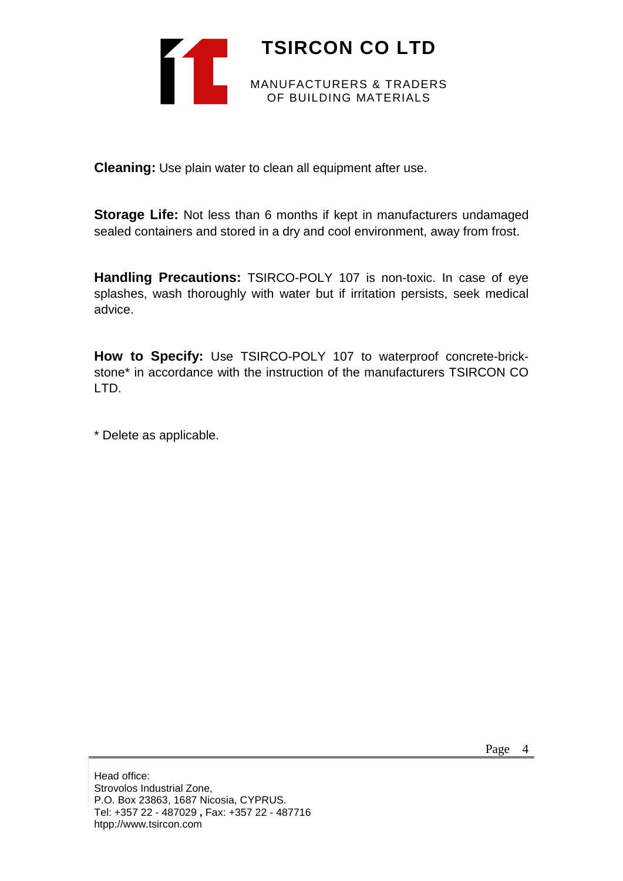**Cleaning:** Use plain water to clean all equipment after use.

**Storage Life:** Not less than 6 months if kept in manufacturers undamaged sealed containers and stored in a dry and cool environment, away from frost.

**Handling Precautions:** TSIRCO-POLY 107 is non-toxic. In case of eye splashes, wash thoroughly with water but if irritation persists, seek medical advice.

**How to Specify:** Use TSIRCO-POLY 107 to waterproof concrete-brick-stone* in accordance with the instruction of the manufacturers TSIRCON CO LTD.

* Delete as applicable.